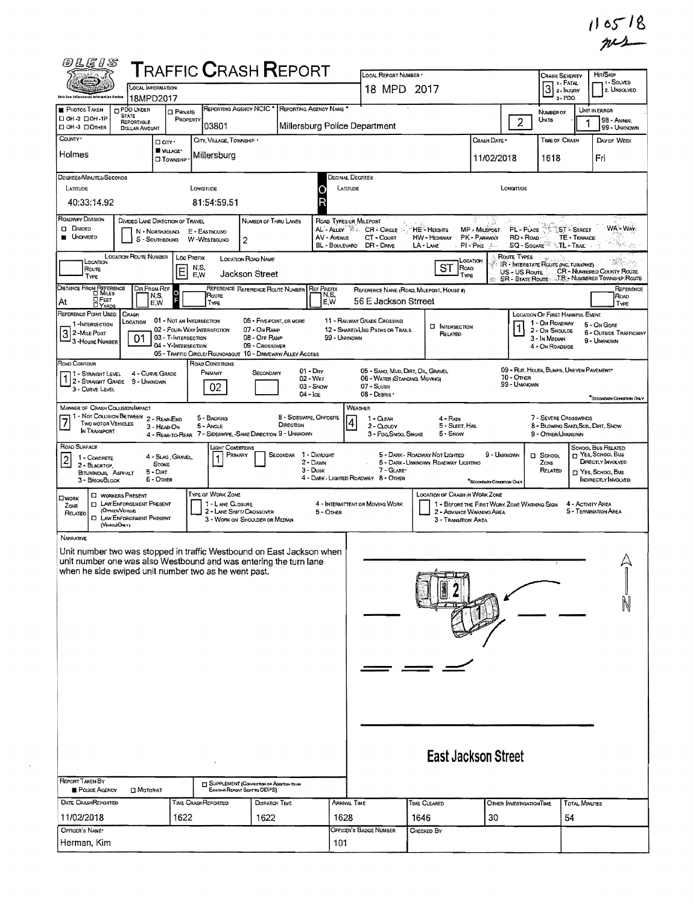110518

# TRAFFIC CRASH REPORT

| | |
|---|---|
| Local Information | 18MPD2017 |
| Local Report Number | 18 MPD 2017 |
| Crash Severity | 3 (1 - Fatal, 2 - Injury, 3 - PDO) |
| Hit/Skip | (1 - Solved, 2 - Unsolved) |
| Photos Taken | |
| PDO Under State Reportable Dollar Amount | |
| Private Property | |
| Reporting Agency NCIC | 03801 |
| Reporting Agency Name | Millersburg Police Department |
| Number of Units | 2 |
| Unit in Error | 1 (98 - Animal, 99 - Unknown) |
| County | Holmes |
| City, Village, Township | Village: Millersburg |
| Crash Date | 11/02/2018 |
| Time of Crash | 1618 |
| Day of Week | Fri |

**Degrees/Minutes/Seconds**

Latitude: 40:33:14.92 Longitude: 81:54:59.51

**Roadway Division:** Undivided

**Number of Thru Lanes:** 2

**Location Route Number:** — Loc Prefix: E

**Location Road Name:** Jackson Street — Road Type: ST

**Distance From Reference:** At

**Reference Name (Road, Milepost, House #):** 56 E Jackson Strreet

**Reference Point Used:** 3 - House Number

**Crash Location:** 01 - Not an Intersection

**Location of First Harmful Event:** 1 - On Roadway

**Road Contour:** 1 - Straight Level

**Road Conditions:** Primary 02 - Wet

**Manner of Crash Collision/Impact:** 7 - Sideswipe, -Same Direction

**Weather:** 4 - Rain

**Road Surface:** 2 - Blacktop, Bituminous, Asphalt

**Light Conditions:** Primary 1 - Daylight

**Narrative**

Unit number two was stopped in traffic Westbound on East Jackson when unit number one was also Westbound and was entering the turn lane when he side swiped unit number two as he went past.

East Jackson Street

**Report Taken By:** Police Agency

| Date Crash Reported | Time Crash Reported | Dispatch Time | Arrival Time | Time Cleared | Other Investigation Time | Total Minutes |
|---|---|---|---|---|---|---|
| 11/02/2018 | 1622 | 1622 | 1628 | 1646 | 30 | 54 |

| Officer's Name | Officer's Badge Number | Checked By |
|---|---|---|
| Herman, Kim | 101 | |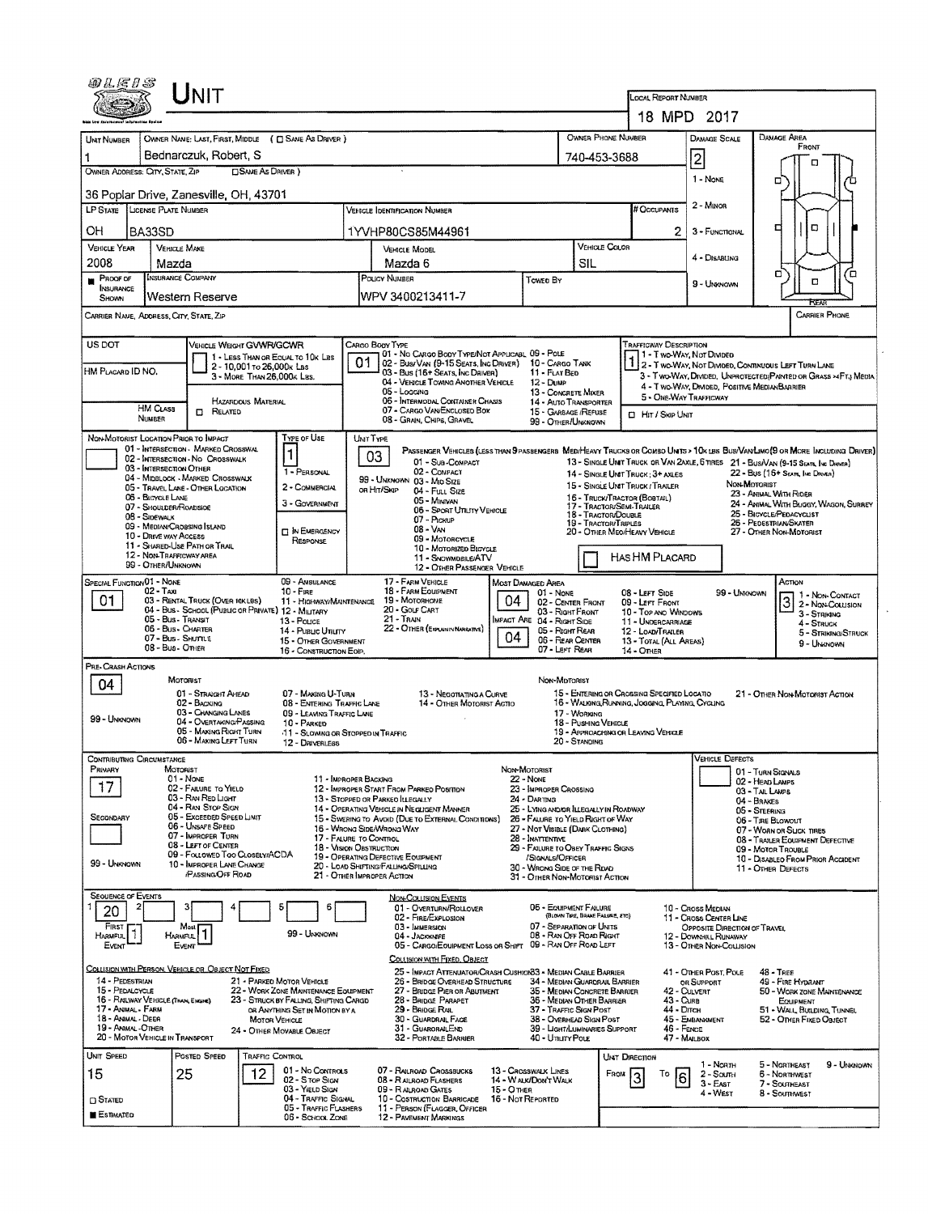# UNIT

LOCAL REPORT NUMBER: 18 MPD 2017

| UNIT NUMBER | OWNER NAME: LAST, FIRST, MIDDLE ( ☐ SAME AS DRIVER ) | OWNER PHONE NUMBER | DAMAGE SCALE | DAMAGE AREA |
|---|---|---|---|---|
| 1 | Bednarczuk, Robert, S | 740-453-3688 | 2 | FRONT |

OWNER ADDRESS: CITY, STATE, ZIP ☐ SAME AS DRIVER )
36 Poplar Drive, Zanesville, OH, 43701

DAMAGE SCALE: 1 - NONE, 2 - MINOR, 3 - FUNCTIONAL, 4 - DISABLING, 9 - UNKNOWN

| LP STATE | LICENSE PLATE NUMBER | VEHICLE IDENTIFICATION NUMBER | # OCCUPANTS |
|---|---|---|---|
| OH | BA33SD | 1YVHP80CS85M44961 | 2 |

| VEHICLE YEAR | VEHICLE MAKE | VEHICLE MODEL | VEHICLE COLOR |
|---|---|---|---|
| 2008 | Mazda | Mazda 6 | SIL |

| PROOF OF INSURANCE SHOWN | INSURANCE COMPANY | POLICY NUMBER | TOWED BY |
|---|---|---|---|
| ■ | Western Reserve | WPV 3400213411-7 | |

CARRIER NAME, ADDRESS, CITY, STATE, ZIP — CARRIER PHONE

US DOT

VEHICLE WEIGHT GVWR/GCWR: 1 - LESS THAN OR EQUAL TO 10K LBS; 2 - 10,001 TO 26,000K LBS; 3 - MORE THAN 26,000K LBS.

HM PLACARD ID NO.

HM CLASS NUMBER — HAZARDOUS MATERIAL ☐ RELATED

CARGO BODY TYPE: **01**
01 - NO CARGO BODY TYPE/NOT APPLICABLE, 02 - BUS/VAN (9-15 SEATS, INC DRIVER), 03 - BUS (16+ SEATS, INC DRIVER), 04 - VEHICLE TOWING ANOTHER VEHICLE, 05 - LOGGING, 06 - INTERMODAL CONTAINER CHASIS, 07 - CARGO VAN/ENCLOSED BOX, 08 - GRAIN, CHIPS, GRAVEL, 09 - POLE, 10 - CARGO TANK, 11 - FLAT BED, 12 - DUMP, 13 - CONCRETE MIXER, 14 - AUTO TRANSPORTER, 15 - GARBAGE/REFUSE, 99 - OTHER/UNKNOWN

TRAFFICWAY DESCRIPTION: **1**
1 - TWO-WAY, NOT DIVIDED; 2 - TWO-WAY, NOT DIVIDED, CONTINUOUS LEFT TURN LANE; 3 - TWO-WAY, DIVIDED, UNPROTECTED(PAINTED OR GRASS >4FT.) MEDIA; 4 - TWO-WAY, DIVIDED, POSITIVE MEDIAN BARRIER; 5 - ONE-WAY TRAFFICWAY
☐ HIT / SKIP UNIT

NON-MOTORIST LOCATION PRIOR TO IMPACT: 01 - INTERSECTION - MARKED CROSSWALK, 02 - INTERSECTION - NO CROSSWALK, 03 - INTERSECTION OTHER, 04 - MIDBLOCK - MARKED CROSSWALK, 05 - TRAVEL LANE - OTHER LOCATION, 06 - BICYCLE LANE, 07 - SHOULDER/ROADSIDE, 08 - SIDEWALK, 09 - MEDIAN/CROSSING ISLAND, 10 - DRIVE WAY ACCESS, 11 - SHARED-USE PATH OR TRAIL, 12 - NON-TRAFFICWAY AREA, 99 - OTHER/UNKNOWN

TYPE OF USE: **1**
1 - PERSONAL, 2 - COMMERCIAL, 3 - GOVERNMENT, ☐ IN EMERGENCY RESPONSE

UNIT TYPE: **03**
PASSENGER VEHICLES (LESS THAN 9 PASSENGERS MED/HEAVY TRUCKS OR COMBO UNITS > 10K LBS BUS/VAN/LIMO(9 OR MORE INCLUDING DRIVER)
01 - SUB-COMPACT, 02 - COMPACT, 99 - UNKNOWN 03 - MID SIZE OR HIT/SKIP, 04 - FULL SIZE, 05 - MINIVAN, 06 - SPORT UTILITY VEHICLE, 07 - PICKUP, 08 - VAN, 09 - MOTORCYCLE, 10 - MOTORIZED BICYCLE, 11 - SNOWMOBILE/ATV, 12 - OTHER PASSENGER VEHICLE
13 - SINGLE UNIT TRUCK OR VAN 2AXLE, 6 TIRES, 14 - SINGLE UNIT TRUCK; 3+ AXLES, 15 - SINGLE UNIT TRUCK / TRAILER, 16 - TRUCK/TRACTOR (BOBTAIL), 17 - TRACTOR/SEMI-TRAILER, 18 - TRACTOR/DOUBLE, 19 - TRACTOR/TRIPLES, 20 - OTHER MED/HEAVY VEHICLE
21 - BUS/VAN (9-15 SEATS, INC DRIVER), 22 - BUS (16+ SEATS, INC DRIVER)
NON-MOTORIST: 23 - ANIMAL WITH RIDER, 24 - ANIMAL WITH BUGGY, WAGON, SURREY, 25 - BICYCLE/PEDACYCLIST, 26 - PEDESTRIAN/SKATER, 27 - OTHER NON-MOTORIST
☐ HAS HM PLACARD

SPECIAL FUNCTION: **01**
01 - NONE, 02 - TAXI, 03 - RENTAL TRUCK (OVER 10K LBS), 04 - BUS - SCHOOL (PUBLIC OR PRIVATE), 05 - BUS - TRANSIT, 06 - BUS - CHARTER, 07 - BUS - SHUTTLE, 08 - BUS - OTHER, 09 - AMBULANCE, 10 - FIRE, 11 - HIGHWAY/MAINTENANCE, 12 - MILITARY, 13 - POLICE, 14 - PUBLIC UTILITY, 15 - OTHER GOVERNMENT, 16 - CONSTRUCTION EQIP., 17 - FARM VEHICLE, 18 - FARM EQUIPMENT, 19 - MOTORHOME, 20 - GOLF CART, 21 - TRAIN, 22 - OTHER (EXPLAIN IN NARRATIVE)

MOST DAMAGED AREA: **04**
IMPACT ARE: **04**
01 - NONE, 02 - CENTER FRONT, 03 - RIGHT FRONT, 04 - RIGHT SIDE, 05 - RIGHT REAR, 06 - REAR CENTER, 07 - LEFT REAR, 08 - LEFT SIDE, 09 - LEFT FRONT, 10 - TOP AND WINDOWS, 11 - UNDERCARRIAGE, 12 - LOAD/TRAILER, 13 - TOTAL (ALL AREAS), 14 - OTHER, 99 - UNKNOWN

ACTION: **3**
1 - NON-CONTACT, 2 - NON-COLLISION, 3 - STRIKING, 4 - STRUCK, 5 - STRIKING/STRUCK, 9 - UNKNOWN

PRE-CRASH ACTIONS: **04**
MOTORIST: 01 - STRAIGHT AHEAD, 02 - BACKING, 03 - CHANGING LANES, 04 - OVERTAKING/PASSING, 05 - MAKING RIGHT TURN, 06 - MAKING LEFT TURN, 07 - MAKING U-TURN, 08 - ENTERING TRAFFIC LANE, 09 - LEAVING TRAFFIC LANE, 10 - PARKED, 11 - SLOWING OR STOPPED IN TRAFFIC, 12 - DRIVERLESS, 13 - NEGOTIATING A CURVE, 14 - OTHER MOTORIST ACTIO
NON-MOTORIST: 15 - ENTERING OR CROSSING SPECIFIED LOCATIO, 16 - WALKING, RUNNING, JOGGING, PLAYING, CYCLING, 17 - WORKING, 18 - PUSHING VEHICLE, 19 - APPROACHING OR LEAVING VEHICLE, 20 - STANDING, 21 - OTHER NON-MOTORIST ACTION
99 - UNKNOWN

CONTRIBUTING CIRCUMSTANCE
PRIMARY: **17**
SECONDARY:
MOTORIST: 01 - NONE, 02 - FAILURE TO YIELD, 03 - RAN RED LIGHT, 04 - RAN STOP SIGN, 05 - EXCEEDED SPEED LIMIT, 06 - UNSAFE SPEED, 07 - IMPROPER TURN, 08 - LEFT OF CENTER, 09 - FOLLOWED TOO CLOSELY/ACDA, 10 - IMPROPER LANE CHANGE /PASSING/OFF ROAD, 11 - IMPROPER BACKING, 12 - IMPROPER START FROM PARKED POSITION, 13 - STOPPED OR PARKED ILLEGALLY, 14 - OPERATING VEHICLE IN NEGLIGENT MANNER, 15 - SWERING TO AVOID (DUE TO EXTERNAL CONDITIONS), 16 - WRONG SIDE/WRONG WAY, 17 - FAILURE TO CONTROL, 18 - VISION OBSTRUCTION, 19 - OPERATING DEFECTIVE EQUIPMENT, 20 - LOAD SHIFTING/FALLING/SPILLING, 21 - OTHER IMPROPER ACTION
NON-MOTORIST: 22 - NONE, 23 - IMPROPER CROSSING, 24 - DARTING, 25 - LYING AND/OR ILLEGALLY IN ROADWAY, 26 - FALURE TO YIELD RIGHT OF WAY, 27 - NOT VISIBLE (DARK CLOTHING), 28 - INATTENTIVE, 29 - FAILURE TO OBEY TRAFFIC SIGNS /SIGNALS/OFFICER, 30 - WRONG SIDE OF THE ROAD, 31 - OTHER NON-MOTORIST ACTION
99 - UNKNOWN

VEHICLE DEFECTS: 01 - TURN SIGNALS, 02 - HEAD LAMPS, 03 - TAIL LAMPS, 04 - BRAKES, 05 - STEERING, 06 - TIRE BLOWOUT, 07 - WORN OR SLICK TIRES, 08 - TRAILER EQUIPMENT DEFECTIVE, 09 - MOTOR TROUBLE, 10 - DISABLED FROM PRIOR ACCIDENT, 11 - OTHER DEFECTS

SEQUENCE OF EVENTS: 1: **20**, 2, 3, 4, 5, 6
FIRST HARMFUL EVENT: **1**
MOST HARMFUL EVENT: **1**
99 - UNKNOWN

NON-COLLISION EVENTS: 01 - OVERTURN/ROLLOVER, 02 - FIRE/EXPLOSION, 03 - IMMERSION, 04 - JACKKNIFE, 05 - CARGO/EQUIPMENT LOSS OR SHIFT, 06 - EQUIPMENT FAILURE (BLOWN TIRE, BRAKE FAILURE, ETC), 07 - SEPARATION OF UNITS, 08 - RAN OFF ROAD RIGHT, 09 - RAN OFF ROAD LEFT, 10 - CROSS MEDIAN, 11 - CROSS CENTER LINE OPPOSITE DIRECTION OF TRAVEL, 12 - DOWNHILL RUNAWAY, 13 - OTHER NON-COLLISION

COLLISION WITH PERSON, VEHICLE OR OBJECT NOT FIXED: 14 - PEDESTRIAN, 15 - PEDALCYCLE, 16 - RAILWAY VEHICLE (TRAIN, ENGINE), 17 - ANIMAL - FARM, 18 - ANIMAL - DEER, 19 - ANIMAL - OTHER, 20 - MOTOR VEHICLE IN TRANSPORT, 21 - PARKED MOTOR VEHICLE, 22 - WORK ZONE MAINTENANCE EQUIPMENT, 23 - STRUCK BY FALLING, SHIFTING CARGO OR ANYTHING SET IN MOTION BY A MOTOR VEHICLE, 24 - OTHER MOVABLE OBJECT

COLLISION WITH FIXED, OBJECT: 25 - IMPACT ATTENUATOR/CRASH CUSHION, 26 - BRIDGE OVERHEAD STRUCTURE, 27 - BRIDGE PIER OR ABUTMENT, 28 - BRIDGE PARAPET, 29 - BRIDGE RAIL, 30 - GUARDRAIL FACE, 31 - GUARDRAIL END, 32 - PORTABLE BARRIER, 33 - MEDIAN CABLE BARRIER, 34 - MEDIAN GUARDRAIL BARRIER, 35 - MEDIAN CONCRETE BARRIER, 36 - MEDIAN OTHER BARRIER, 37 - TRAFFIC SIGN POST, 38 - OVERHEAD SIGN POST, 39 - LIGHT/LUMINARIES SUPPORT, 40 - UTILITY POLE, 41 - OTHER POST, POLE OR SUPPORT, 42 - CULVERT, 43 - CURB, 44 - DITCH, 45 - EMBANKMENT, 46 - FENCE, 47 - MAILBOX, 48 - TREE, 49 - FIRE HYDRANT, 50 - WORK ZONE MAINTENANCE EQUIPMENT, 51 - WALL, BUILDING, TUNNEL, 52 - OTHER FIXED OBJECT

| UNIT SPEED | POSTED SPEED | TRAFFIC CONTROL | UNIT DIRECTION FROM | TO |
|---|---|---|---|---|
| 15 | 25 | 12 | 3 | 6 |

☐ STATED
■ ESTIMATED

TRAFFIC CONTROL: 01 - NO CONTROLS, 02 - STOP SIGN, 03 - YIELD SIGN, 04 - TRAFFIC SIGNAL, 05 - TRAFFIC FLASHERS, 06 - SCHOOL ZONE, 07 - RAILROAD CROSSBUCKS, 08 - RAILROAD FLASHERS, 09 - RAILROAD GATES, 10 - COSTRUCTION BARRICADE, 11 - PERSON (FLAGGER, OFFICER, 12 - PAVEMENT MARKINGS, 13 - CROSSWALK LINES, 14 - WALK/DON'T WALK, 15 - OTHER, 16 - NOT REPORTED

UNIT DIRECTION: 1 - NORTH, 2 - SOUTH, 3 - EAST, 4 - WEST, 5 - NORTHEAST, 6 - NORTHWEST, 7 - SOUTHEAST, 8 - SOUTHWEST, 9 - UNKNOWN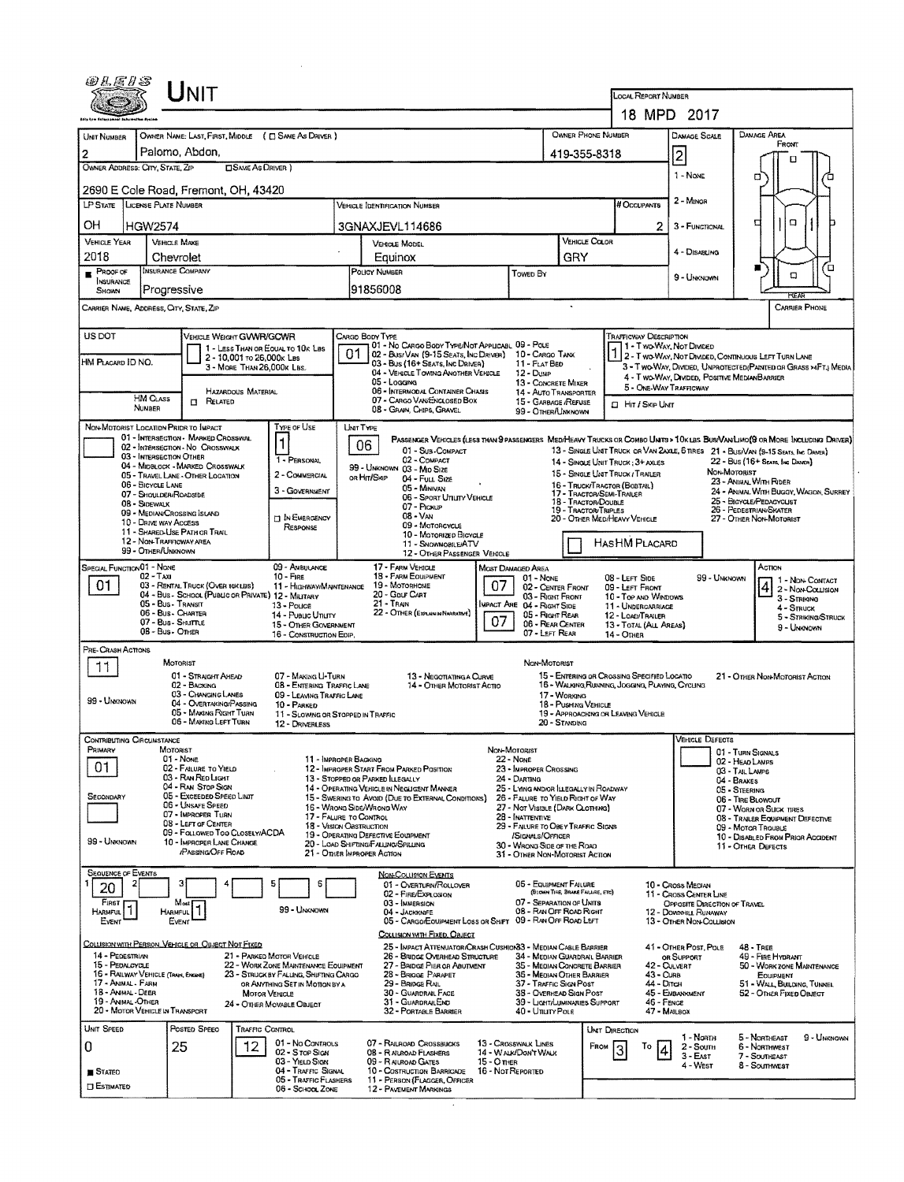# UNIT

LOCAL REPORT NUMBER: 18 MPD 2017

| UNIT NUMBER | OWNER NAME: LAST, FIRST, MIDDLE ( ☐ SAME AS DRIVER ) | OWNER PHONE NUMBER | DAMAGE SCALE | DAMAGE AREA |
|---|---|---|---|---|
| 2 | Palomo, Abdon, | 419-355-8318 | 2 | FRONT |

OWNER ADDRESS: CITY, STATE, ZIP ☐ SAME AS DRIVER )
2690 E Cole Road, Fremont, OH, 43420

DAMAGE SCALE: 1 - NONE, 2 - MINOR, 3 - FUNCTIONAL, 4 - DISABLING, 9 - UNKNOWN

| LP STATE | LICENSE PLATE NUMBER | VEHICLE IDENTIFICATION NUMBER | # OCCUPANTS |
|---|---|---|---|
| OH | HGW2574 | 3GNAXJEVL114686 | 2 |

| VEHICLE YEAR | VEHICLE MAKE | VEHICLE MODEL | VEHICLE COLOR |
|---|---|---|---|
| 2018 | Chevrolet | Equinox | GRY |

| PROOF OF INSURANCE SHOWN | INSURANCE COMPANY | POLICY NUMBER | TOWED BY |
|---|---|---|---|
| ■ | Progressive | 91856008 | |

CARRIER NAME, ADDRESS, CITY, STATE, ZIP — CARRIER PHONE

US DOT — VEHICLE WEIGHT GVWR/GCWR: 1 - LESS THAN OR EQUAL TO 10K LBS; 2 - 10,001 TO 26,000K LBS; 3 - MORE THAN 26,000K LBS.

HM PLACARD ID NO. — HAZARDOUS MATERIAL ☐ RELATED — HM CLASS NUMBER

CARGO BODY TYPE: **01** — 01 - NO CARGO BODY TYPE/NOT APPLICABL; 02 - BUS/VAN (9-15 SEATS, INC DRIVER); 03 - BUS (16+ SEATS, INC DRIVER); 04 - VEHICLE TOWING ANOTHER VEHICLE; 05 - LOGGING; 06 - INTERMODAL CONTAINER CHASIS; 07 - CARGO VAN/ENCLOSED BOX; 08 - GRAIN, CHIPS, GRAVEL; 09 - POLE; 10 - CARGO TANK; 11 - FLAT BED; 12 - DUMP; 13 - CONCRETE MIXER; 14 - AUTO TRANSPORTER; 15 - GARBAGE /REFUSE; 99 - OTHER/UNKNOWN

TRAFFICWAY DESCRIPTION: **1** — 1 - TWO-WAY, NOT DIVIDED; 2 - TWO-WAY, NOT DIVIDED, CONTINUOUS LEFT TURN LANE; 3 - TWO-WAY, DIVIDED, UNPROTECTED(PAINTED OR GRASS >4FT.) MEDIA; 4 - TWO-WAY, DIVIDED, POSITIVE MEDIAN BARRIER; 5 - ONE-WAY TRAFFICWAY; ☐ HIT / SKIP UNIT

NON-MOTORIST LOCATION PRIOR TO IMPACT: 01 - INTERSECTION - MARKED CROSSWAL; 02 - INTERSECTION - NO CROSSWALK; 03 - INTERSECTION OTHER; 04 - MIDBLOCK - MARKED CROSSWALK; 05 - TRAVEL LANE - OTHER LOCATION; 06 - BICYCLE LANE; 07 - SHOULDER/ROADSIDE; 08 - SIDEWALK; 09 - MEDIAN/CROSSING ISLAND; 10 - DRIVE WAY ACCESS; 11 - SHARED-USE PATH OR TRAIL; 12 - NON-TRAFFICWAY AREA; 99 - OTHER/UNKNOWN

TYPE OF USE: **1** — 1 - PERSONAL; 2 - COMMERCIAL; 3 - GOVERNMENT; ☐ IN EMERGENCY RESPONSE

UNIT TYPE: **06** — PASSENGER VEHICLES (LESS THAN 9 PASSENGERS): 01 - SUB-COMPACT; 02 - COMPACT; 99 - UNKNOWN 03 - MID SIZE OR HIT/SKIP; 04 - FULL SIZE; 05 - MINIVAN; 06 - SPORT UTILITY VEHICLE; 07 - PICKUP; 08 - VAN; 09 - MOTORCYCLE; 10 - MOTORIZED BICYCLE; 11 - SNOWMOBILE/ATV; 12 - OTHER PASSENGER VEHICLE. MED/HEAVY TRUCKS OR COMBO UNITS > 10K LBS: 13 - SINGLE UNIT TRUCK OR VAN 2AXLE, 6 TIRES; 14 - SINGLE UNIT TRUCK; 3+ AXLES; 15 - SINGLE UNIT TRUCK / TRAILER; 16 - TRUCK/TRACTOR (BOBTAIL); 17 - TRACTOR/SEMI-TRAILER; 18 - TRACTOR/DOUBLE; 19 - TRACTOR/TRIPLES; 20 - OTHER MED/HEAVY VEHICLE. BUS/VAN/LIMO(9 OR MORE INCLUDING DRIVER): 21 - BUS/VAN (9-15 SEATS, INC DRIVER); 22 - BUS (16+ SEATS, INC DRIVER). NON-MOTORIST: 23 - ANIMAL WITH RIDER; 24 - ANIMAL WITH BUGGY, WAGON, SURREY; 25 - BICYCLE/PEDACYCLIST; 26 - PEDESTRIAN/SKATER; 27 - OTHER NON-MOTORIST. ☐ HAS HM PLACARD

SPECIAL FUNCTION: **01** — 01 - NONE; 02 - TAXI; 03 - RENTAL TRUCK (OVER 10K LBS); 04 - BUS - SCHOOL (PUBLIC OR PRIVATE); 05 - BUS - TRANSIT; 06 - BUS - CHARTER; 07 - BUS - SHUTTLE; 08 - BUS - OTHER; 09 - AMBULANCE; 10 - FIRE; 11 - HIGHWAY/MAINTENANCE; 12 - MILITARY; 13 - POLICE; 14 - PUBLIC UTILITY; 15 - OTHER GOVERNMENT; 16 - CONSTRUCTION EQIP.; 17 - FARM VEHICLE; 18 - FARM EQUIPMENT; 19 - MOTORHOME; 20 - GOLF CART; 21 - TRAIN; 22 - OTHER (EXPLAIN IN NARRATIVE)

MOST DAMAGED AREA: **07** — IMPACT ARE: **07** — 01 - NONE; 02 - CENTER FRONT; 03 - RIGHT FRONT; 04 - RIGHT SIDE; 05 - RIGHT REAR; 06 - REAR CENTER; 07 - LEFT REAR; 08 - LEFT SIDE; 09 - LEFT FRONT; 10 - TOP AND WINDOWS; 11 - UNDERCARRIAGE; 12 - LOAD/TRAILER; 13 - TOTAL (ALL AREAS); 14 - OTHER; 99 - UNKNOWN

ACTION: **4** — 1 - NON-CONTACT; 2 - NON-COLLISION; 3 - STRIKING; 4 - STRUCK; 5 - STRIKING/STRUCK; 9 - UNKNOWN

PRE-CRASH ACTIONS: **11** — MOTORIST: 01 - STRAIGHT AHEAD; 02 - BACKING; 03 - CHANGING LANES; 04 - OVERTAKING/PASSING; 05 - MAKING RIGHT TURN; 06 - MAKING LEFT TURN; 07 - MAKING U-TURN; 08 - ENTERING TRAFFIC LANE; 09 - LEAVING TRAFFIC LANE; 10 - PARKED; 11 - SLOWING OR STOPPED IN TRAFFIC; 12 - DRIVERLESS; 13 - NEGOTIATING A CURVE; 14 - OTHER MOTORIST ACTIO; 99 - UNKNOWN. NON-MOTORIST: 15 - ENTERING OR CROSSING SPECIFIED LOCATIO; 16 - WALKING, RUNNING, JOGGING, PLAYING, CYCLING; 17 - WORKING; 18 - PUSHING VEHICLE; 19 - APPROACHING OR LEAVING VEHICLE; 20 - STANDING; 21 - OTHER NON-MOTORIST ACTION

CONTRIBUTING CIRCUMSTANCE: PRIMARY **01**; SECONDARY; 99 - UNKNOWN — MOTORIST: 01 - NONE; 02 - FAILURE TO YIELD; 03 - RAN RED LIGHT; 04 - RAN STOP SIGN; 05 - EXCEEDED SPEED LIMIT; 06 - UNSAFE SPEED; 07 - IMPROPER TURN; 08 - LEFT OF CENTER; 09 - FOLLOWED TOO CLOSELY/ACDA; 10 - IMPROPER LANE CHANGE /PASSING/OFF ROAD; 11 - IMPROPER BACKING; 12 - IMPROPER START FROM PARKED POSITION; 13 - STOPPED OR PARKED ILLEGALLY; 14 - OPERATING VEHICLE IN NEGLIGENT MANNER; 15 - SWERING TO AVOID (DUE TO EXTERNAL CONDITIONS); 16 - WRONG SIDE/WRONG WAY; 17 - FAILURE TO CONTROL; 18 - VISION OBSTRUCTION; 19 - OPERATING DEFECTIVE EQUIPMENT; 20 - LOAD SHIFTING/FALLING/SPILLING; 21 - OTHER IMPROPER ACTION. NON-MOTORIST: 22 - NONE; 23 - IMPROPER CROSSING; 24 - DARTING; 25 - LYING AND/OR ILLEGALLY IN ROADWAY; 26 - FALURE TO YIELD RIGHT OF WAY; 27 - NOT VISIBLE (DARK CLOTHING); 28 - INATTENTIVE; 29 - FAILURE TO OBEY TRAFFIC SIGNS /SIGNALS/OFFICER; 30 - WRONG SIDE OF THE ROAD; 31 - OTHER NON-MOTORIST ACTION

VEHICLE DEFECTS: 01 - TURN SIGNALS; 02 - HEAD LAMPS; 03 - TAIL LAMPS; 04 - BRAKES; 05 - STEERING; 06 - TIRE BLOWOUT; 07 - WORN OR SLICK TIRES; 08 - TRAILER EQUIPMENT DEFECTIVE; 09 - MOTOR TROUBLE; 10 - DISABLED FROM PRIOR ACCIDENT; 11 - OTHER DEFECTS

SEQUENCE OF EVENTS: 1: **20**; 2; 3; 4; 5; 6 — FIRST HARMFUL EVENT: **1**; MOST HARMFUL EVENT: **1**; 99 - UNKNOWN

NON-COLLISION EVENTS: 01 - OVERTURN/ROLLOVER; 02 - FIRE/EXPLOSION; 03 - IMMERSION; 04 - JACKKNIFE; 05 - CARGO/EQUIPMENT LOSS OR SHIFT; 06 - EQUIPMENT FAILURE (BLOWN TIRE, BRAKE FAILURE, ETC); 07 - SEPARATION OF UNITS; 08 - RAN OFF ROAD RIGHT; 09 - RAN OFF ROAD LEFT; 10 - CROSS MEDIAN; 11 - CROSS CENTER LINE OPPOSITE DIRECTION OF TRAVEL; 12 - DOWNHILL RUNAWAY; 13 - OTHER NON-COLLISION

COLLISION WITH PERSON, VEHICLE OR OBJECT NOT FIXED: 14 - PEDESTRIAN; 15 - PEDALCYCLE; 16 - RAILWAY VEHICLE (TRAIN, ENGINE); 17 - ANIMAL - FARM; 18 - ANIMAL - DEER; 19 - ANIMAL -OTHER; 20 - MOTOR VEHICLE IN TRANSPORT; 21 - PARKED MOTOR VEHICLE; 22 - WORK ZONE MAINTENANCE EQUIPMENT; 23 - STRUCK BY FALLING, SHIFTING CARGO OR ANYTHING SET IN MOTION BY A MOTOR VEHICLE; 24 - OTHER MOVABLE OBJECT

COLLISION WITH FIXED, OBJECT: 25 - IMPACT ATTENUATOR/CRASH CUSHION; 26 - BRIDGE OVERHEAD STRUCTURE; 27 - BRIDGE PIER OR ABUTMENT; 28 - BRIDGE PARAPET; 29 - BRIDGE RAIL; 30 - GUARDRAIL FACE; 31 - GUARDRAIL END; 32 - PORTABLE BARRIER; 33 - MEDIAN CABLE BARRIER; 34 - MEDIAN GUARDRAIL BARRIER; 35 - MEDIAN CONCRETE BARRIER; 36 - MEDIAN OTHER BARRIER; 37 - TRAFFIC SIGN POST; 38 - OVERHEAD SIGN POST; 39 - LIGHT/LUMINARIES SUPPORT; 40 - UTILITY POLE; 41 - OTHER POST, POLE OR SUPPORT; 42 - CULVERT; 43 - CURB; 44 - DITCH; 45 - EMBANKMENT; 46 - FENCE; 47 - MAILBOX; 48 - TREE; 49 - FIRE HYDRANT; 50 - WORK ZONE MAINTENANCE EQUIPMENT; 51 - WALL, BUILDING, TUNNEL; 52 - OTHER FIXED OBJECT

| UNIT SPEED | POSTED SPEED | TRAFFIC CONTROL | UNIT DIRECTION |
|---|---|---|---|
| 0 | 25 | 12 | FROM 3 TO 4 |

■ STATED ☐ ESTIMATED

TRAFFIC CONTROL: 01 - NO CONTROLS; 02 - STOP SIGN; 03 - YIELD SIGN; 04 - TRAFFIC SIGNAL; 05 - TRAFFIC FLASHERS; 06 - SCHOOL ZONE; 07 - RAILROAD CROSSBUCKS; 08 - RAILROAD FLASHERS; 09 - RAILROAD GATES; 10 - CONSTRUCTION BARRICADE; 11 - PERSON (FLAGGER, OFFICER; 12 - PAVEMENT MARKINGS; 13 - CROSSWALK LINES; 14 - WALK/DON'T WALK; 15 - OTHER; 16 - NOT REPORTED

UNIT DIRECTION: 1 - NORTH; 2 - SOUTH; 3 - EAST; 4 - WEST; 5 - NORTHEAST; 6 - NORTHWEST; 7 - SOUTHEAST; 8 - SOUTHWEST; 9 - UNKNOWN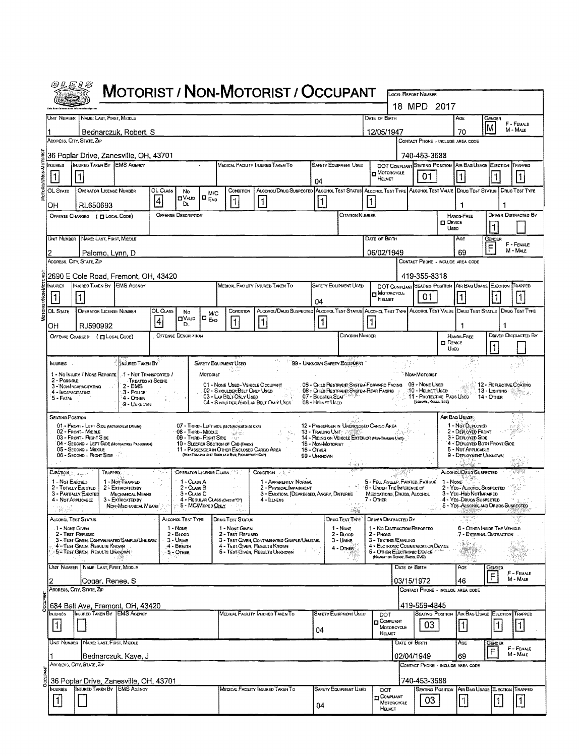# MOTORIST / NON-MOTORIST / OCCUPANT

OLEIS

LOCAL REPORT NUMBER: 18 MPD 2017

## MOTORIST/NON-MOTORIST

| Unit Number | Name: Last, First, Middle | Date of Birth | Age | Gender |
|---|---|---|---|---|
| 1 | Bednarczuk, Robert, S | 12/05/1947 | 70 | M |

Address, City, State, Zip: 36 Poplar Drive, Zanesville, OH, 43701

Contact Phone - Include Area Code: 740-453-3688

| Injuries | Injured Taken By | EMS Agency | Medical Facility Injured Taken To | Safety Equipment Used | DOT Compliant Motorcycle Helmet | Seating Position | Air Bag Usage | Ejection | Trapped |
|---|---|---|---|---|---|---|---|---|---|
| 1 | 1 | | | 04 | | 01 | 1 | 1 | 1 |

| OL State | Operator License Number | OL Class | No Valid DL | M/C End | Condition | Alcohol/Drug Suspected | Alcohol Test Status | Alcohol Test Type | Alcohol Test Value | Drug Test Status | Drug Test Type |
|---|---|---|---|---|---|---|---|---|---|---|---|
| OH | RL650693 | 4 | | | 1 | 1 | 1 | 1 | | 1 | 1 |

| Offense Charged (Local Code) | Offense Description | Citation Number | Hands-Free Device Used | Driver Distracted By |
|---|---|---|---|---|
| | | | | 1 |

| Unit Number | Name: Last, First, Middle | Date of Birth | Age | Gender |
|---|---|---|---|---|
| 2 | Palomo, Lynn, D | 06/02/1949 | 69 | F |

Address, City, State, Zip: 2690 E Cole Road, Fremont, OH, 43420

Contact Phone - Include Area Code: 419-355-8318

| Injuries | Injured Taken By | EMS Agency | Medical Facility Injured Taken To | Safety Equipment Used | DOT Compliant Motorcycle Helmet | Seating Position | Air Bag Usage | Ejection | Trapped |
|---|---|---|---|---|---|---|---|---|---|
| 1 | 1 | | | 04 | | 01 | 1 | 1 | 1 |

| OL State | Operator License Number | OL Class | No Valid DL | M/C End | Condition | Alcohol/Drug Suspected | Alcohol Test Status | Alcohol Test Type | Alcohol Test Value | Drug Test Status | Drug Test Type |
|---|---|---|---|---|---|---|---|---|---|---|---|
| OH | RJ590992 | 4 | | | 1 | 1 | 1 | 1 | | 1 | 1 |

| Offense Charged (Local Code) | Offense Description | Citation Number | Hands-Free Device Used | Driver Distracted By |
|---|---|---|---|---|
| | | | | 1 |

**INJURIES:** 1 - No Injury / None Reported; 2 - Possible; 3 - Non-Incapacitating; 4 - Incapacitating; 5 - Fatal

**INJURED TAKEN BY:** 1 - Not Transported / Treated at Scene; 2 - EMS; 3 - Police; 4 - Other; 9 - Unknown

**SAFETY EQUIPMENT USED:** 99 - Unknown Safety Equipment

Motorist: 01 - None Used - Vehicle Occupant; 02 - Shoulder Belt Only Used; 03 - Lap Belt Only Used; 04 - Shoulder And Lap Belt Only Used; 05 - Child Restraint System-Forward Facing; 06 - Child Restraint System-Rear Facing; 07 - Booster Seat; 08 - Helmet Used

Non-Motorist: 09 - None Used; 10 - Helmet Used; 11 - Protective Pads Used (Elbows, Knees, Etc); 12 - Reflective Coating; 13 - Lighting; 14 - Other

**SEATING POSITION:** 01 - Front - Left Side (Motorcycle Driver); 02 - Front - Middle; 03 - Front - Right Side; 04 - Second - Left Side (Motorcycle Passenger); 05 - Second - Middle; 06 - Second - Right Side; 07 - Third - Left Side (Motorcycle Side Car); 08 - Third - Middle; 09 - Third - Right Side; 10 - Sleeper Section of Cab (Truck); 11 - Passenger in Other Enclosed Cargo Area (Non-Trailing Unit Such as a Bus, Pick-up with Cap); 12 - Passenger in Unenclosed Cargo Area; 13 - Trailing Unit; 14 - Riding on Vehicle Exterior (Non-Trailing Unit); 15 - Non-Motorist; 16 - Other; 99 - Unknown

**AIR BAG USAGE:** 1 - Not Deployed; 2 - Deployed Front; 3 - Deployed Side; 4 - Deployed Both Front/Side; 5 - Not Applicable; 9 - Deployment Unknown

**EJECTION:** 1 - Not Ejected; 2 - Totally Ejected; 3 - Partially Ejected; 4 - Not Applicable

**TRAPPED:** 1 - Not Trapped; 2 - Extricated by Mechanical Means; 3 - Extricated by Non-Mechanical Means

**OPERATOR LICENSE CLASS:** 1 - Class A; 2 - Class B; 3 - Class C; 4 - Regular Class (Ohio is "D"); 5 - MC/Moped Only

**CONDITION:** 1 - Apparently Normal; 2 - Physical Impairment; 3 - Emotional (Depressed, Angry, Disturbed); 4 - Illness; 5 - Fell Asleep, Fainted, Fatigue; 6 - Under the Influence of Medications, Drugs, Alcohol; 7 - Other

**ALCOHOL/DRUG SUSPECTED:** 1 - None; 2 - Yes - Alcohol Suspected; 3 - Yes - Had Not Impaired; 4 - Yes - Drugs Suspected; 5 - Yes - Alcohol and Drugs Suspected

**ALCOHOL TEST STATUS:** 1 - None Given; 2 - Test Refused; 3 - Test Given, Contaminated Sample/Unusable; 4 - Test Given, Results Known; 5 - Test Given, Results Unknown

**ALCOHOL TEST TYPE:** 1 - None; 2 - Blood; 3 - Urine; 4 - Breath; 5 - Other

**DRUG TEST STATUS:** 1 - None Given; 2 - Test Refused; 3 - Test Given, Contaminated Sample/Unusable; 4 - Test Given, Results Known; 5 - Test Given, Results Unknown

**DRUG TEST TYPE:** 1 - None; 2 - Blood; 3 - Urine; 4 - Other

**DRIVER DISTRACTED BY:** 1 - No Distraction Reported; 2 - Phone; 3 - Texting/Emailing; 4 - Electronic Communication Device; 5 - Other Electronic Device (Navigation Device, Radio, DVD); 6 - Other Inside the Vehicle; 7 - External Distraction

## OCCUPANT

| Unit Number | Name: Last, First, Middle | Date of Birth | Age | Gender |
|---|---|---|---|---|
| 2 | Cogar, Renee, S | 03/15/1972 | 46 | F |

Address, City, State, Zip: 684 Ball Ave, Fremont, OH, 43420

Contact Phone - Include Area Code: 419-559-4845

| Injuries | Injured Taken By | EMS Agency | Medical Facility Injured Taken To | Safety Equipment Used | DOT Compliant Motorcycle Helmet | Seating Position | Air Bag Usage | Ejection | Trapped |
|---|---|---|---|---|---|---|---|---|---|
| 1 | | | | 04 | | 03 | 1 | 1 | 1 |

| Unit Number | Name: Last, First, Middle | Date of Birth | Age | Gender |
|---|---|---|---|---|
| 1 | Bednarczuk, Kaye, J | 02/04/1949 | 69 | F |

Address, City, State, Zip: 36 Poplar Drive, Zanesville, OH, 43701

Contact Phone - Include Area Code: 740-453-3688

| Injuries | Injured Taken By | EMS Agency | Medical Facility Injured Taken To | Safety Equipment Used | DOT Compliant Motorcycle Helmet | Seating Position | Air Bag Usage | Ejection | Trapped |
|---|---|---|---|---|---|---|---|---|---|
| 1 | | | | 04 | | 03 | 1 | 1 | 1 |